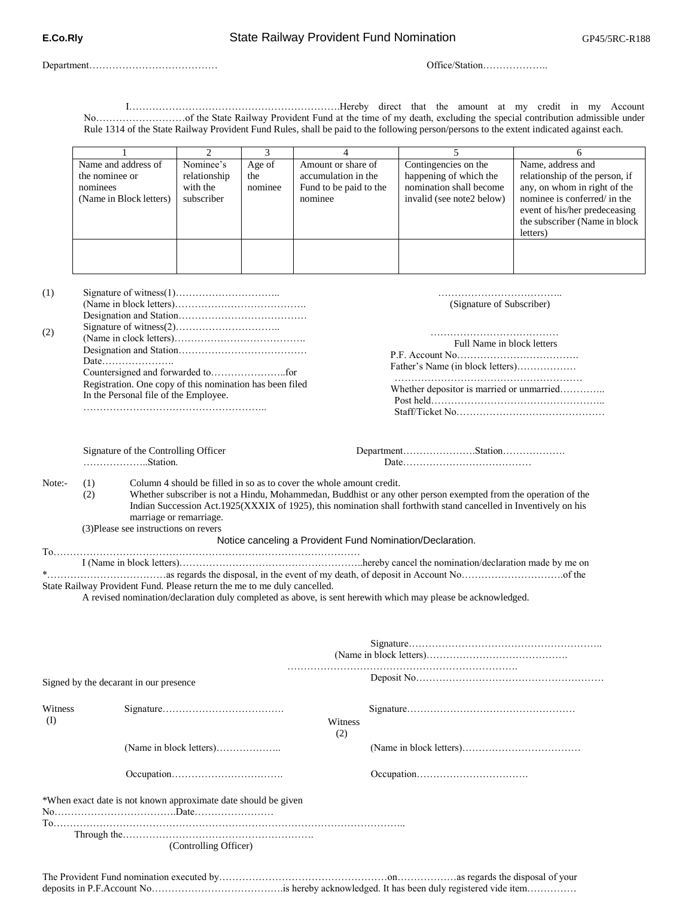E.Co.Rly

# State Railway Provident Fund Nomination

GP45/5RC-R188

Department…………………………………                                        Office/Station………………..

I……………………………………………………….Hereby direct that the amount at my credit in my Account No………………………of the State Railway Provident Fund at the time of my death, excluding the special contribution admissible under Rule 1314 of the State Railway Provident Fund Rules, shall be paid to the following person/persons to the extent indicated against each.

| 1 | 2 | 3 | 4 | 5 | 6 |
|---|---|---|---|---|---|
| Name and address of the nominee or nominees (Name in Block letters) | Nominee's relationship with the subscriber | Age of the nominee | Amount or share of accumulation in the Fund to be paid to the nominee | Contingencies on the happening of which the nomination shall become invalid (see note2 below) | Name, address and relationship of the person, if any, on whom in right of the nominee is conferred/ in the event of his/her predeceasing the subscriber (Name in block letters) |
| | | | | | |

(1) Signature of witness(1)…………………………..
(Name in block letters)………………………………….
Designation and Station…………………………………

(2) Signature of witness(2)…………………………..
(Name in clock letters)………………………………….
Designation and Station…………………………………
Date………………….
Countersigned and forwarded to…………………..for Registration. One copy of this nomination has been filed In the Personal file of the Employee.
………………………………………………..

………………………………..
(Signature of Subscriber)

…………………………………
Full Name in block letters
P.F. Account No……………………………….
Father's Name (in block letters)………………
…………………………………………………
Whether depositor is married or unmarried………….
Post held……………………………………………..
Staff/Ticket No………………………………………

Signature of the Controlling Officer
………………..Station.

Department………………….Station……………….
Date…………………………………

Note:-
(1) Column 4 should be filled in so as to cover the whole amount credit.
(2) Whether subscriber is not a Hindu, Mohammedan, Buddhist or any other person exempted from the operation of the Indian Succession Act.1925(XXXIX of 1925), this nomination shall forthwith stand cancelled in Inventively on his marriage or remarriage.
(3)Please see instructions on revers

## Notice canceling a Provident Fund Nomination/Declaration.

To……………………………………………………………………………………

I (Name in block letters)………………………………………………..hereby cancel the nomination/declaration made by me on *………………………………as regards the disposal, in the event of my death, of deposit in Account No…………………………of the State Railway Provident Fund. Please return the me to me duly cancelled.

A revised nomination/declaration duly completed as above, is sent herewith which may please be acknowledged.

Signature…………………………………………………..
(Name in block letters)…………………………………….
…………………………………………………………….
Deposit No…………………………………………………

Signed by the decarant in our presence

Witness (I)
Signature……………………………….
(Name in block letters)………………..
Occupation…………………………….

Witness (2)
Signature……………………………………………
(Name in block letters)………………………………
Occupation…………………………….

*When exact date is not known approximate date should be given

No……………………………….Date……………………

To…………………………………………………………………………………………..

Through the…………………………………………………..
(Controlling Officer)

The Provident Fund nomination executed by……………………………………………on………………as regards the disposal of your deposits in P.F.Account No………………………………….is hereby acknowledged. It has been duly registered vide item…………..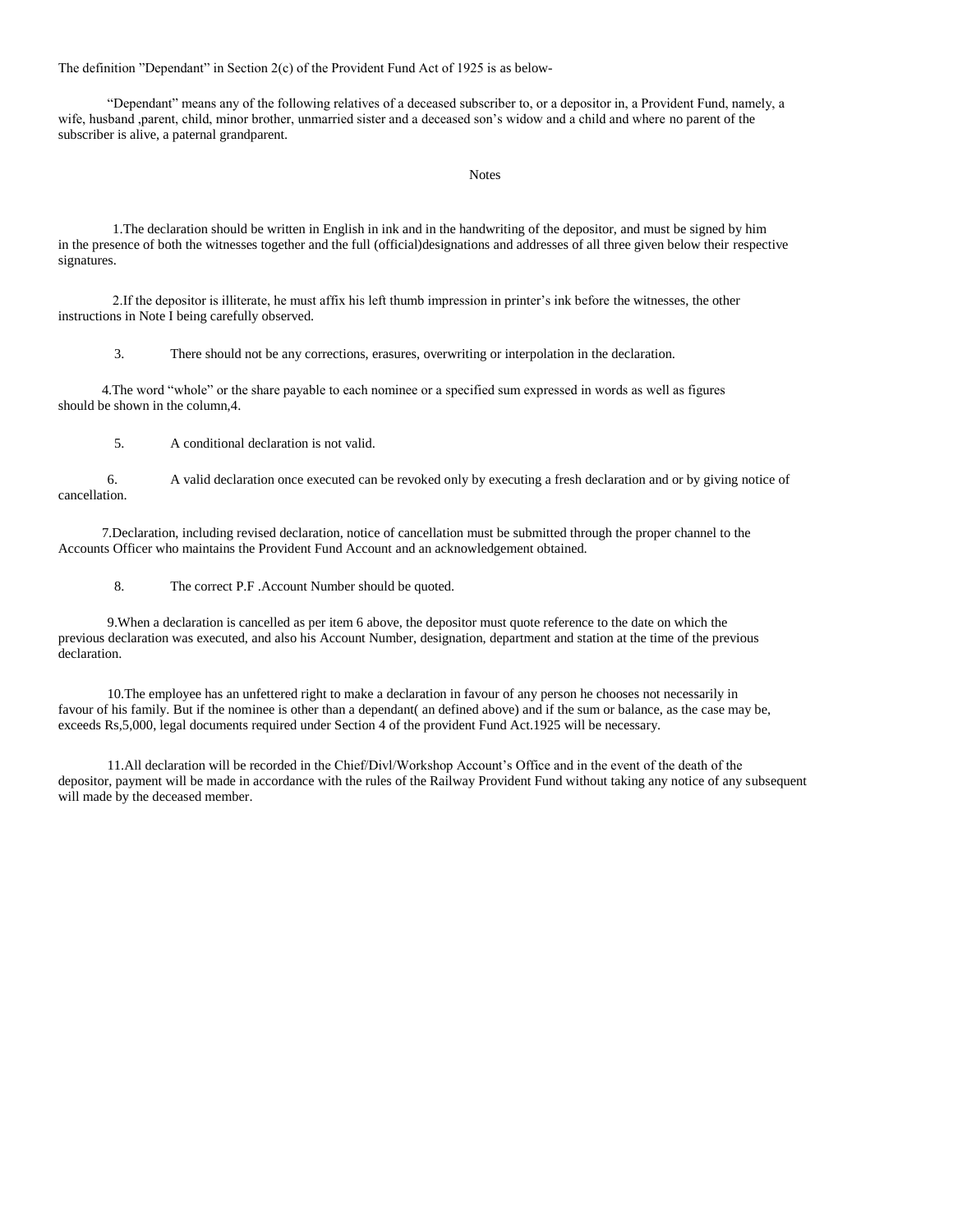The definition "Dependant" in Section 2(c) of the Provident Fund Act of 1925 is as below-

"Dependant" means any of the following relatives of a deceased subscriber to, or a depositor in, a Provident Fund, namely, a wife, husband ,parent, child, minor brother, unmarried sister and a deceased son's widow and a child and where no parent of the subscriber is alive, a paternal grandparent.

Notes

1.The declaration should be written in English in ink and in the handwriting of the depositor, and must be signed by him in the presence of both the witnesses together and the full (official)designations and addresses of all three given below their respective signatures.

2.If the depositor is illiterate, he must affix his left thumb impression in printer's ink before the witnesses, the other instructions in Note I being carefully observed.

3. There should not be any corrections, erasures, overwriting or interpolation in the declaration.

4.The word "whole" or the share payable to each nominee or a specified sum expressed in words as well as figures should be shown in the column,4.

5. A conditional declaration is not valid.

6. A valid declaration once executed can be revoked only by executing a fresh declaration and or by giving notice of cancellation.

7.Declaration, including revised declaration, notice of cancellation must be submitted through the proper channel to the Accounts Officer who maintains the Provident Fund Account and an acknowledgement obtained.

8. The correct P.F .Account Number should be quoted.

9.When a declaration is cancelled as per item 6 above, the depositor must quote reference to the date on which the previous declaration was executed, and also his Account Number, designation, department and station at the time of the previous declaration.

10.The employee has an unfettered right to make a declaration in favour of any person he chooses not necessarily in favour of his family. But if the nominee is other than a dependant( an defined above) and if the sum or balance, as the case may be, exceeds Rs,5,000, legal documents required under Section 4 of the provident Fund Act.1925 will be necessary.

11.All declaration will be recorded in the Chief/Divl/Workshop Account's Office and in the event of the death of the depositor, payment will be made in accordance with the rules of the Railway Provident Fund without taking any notice of any subsequent will made by the deceased member.